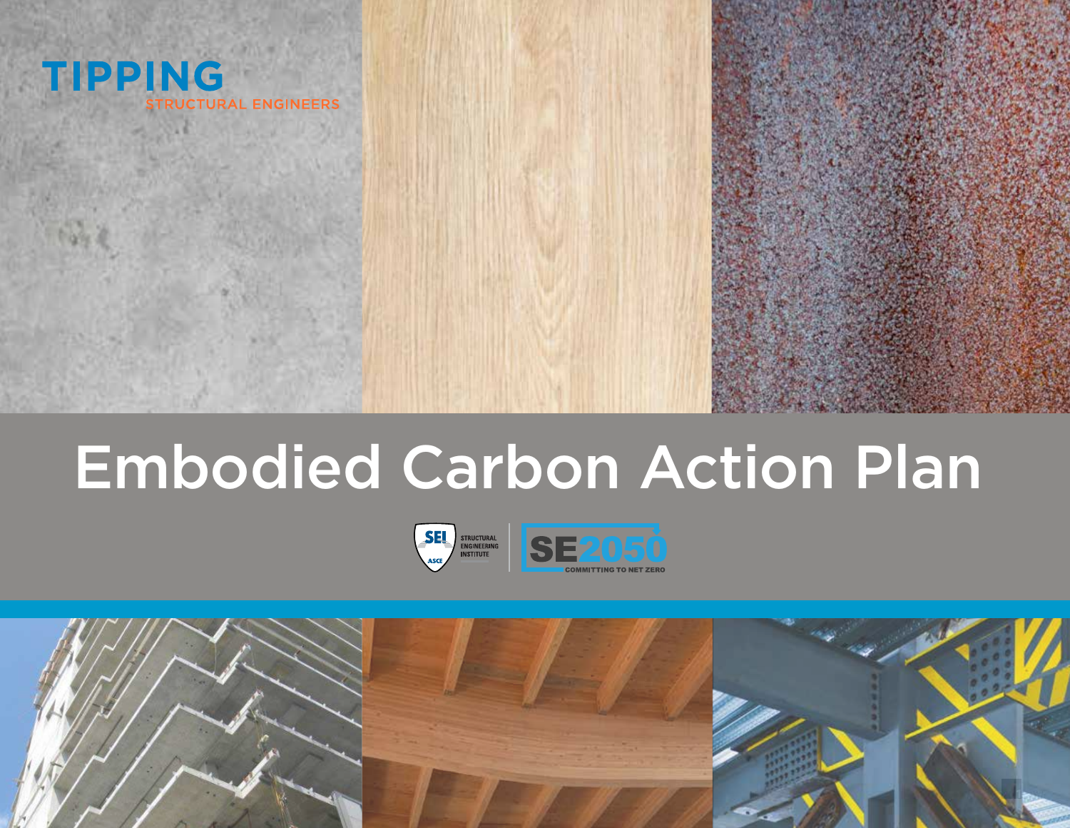TIPPING
STRUCTURAL ENGINEERS

# Embodied Carbon Action Plan

SEI STRUCTURAL ENGINEERING INSTITUTE ASCE | SE2050 COMMITTING TO NET ZERO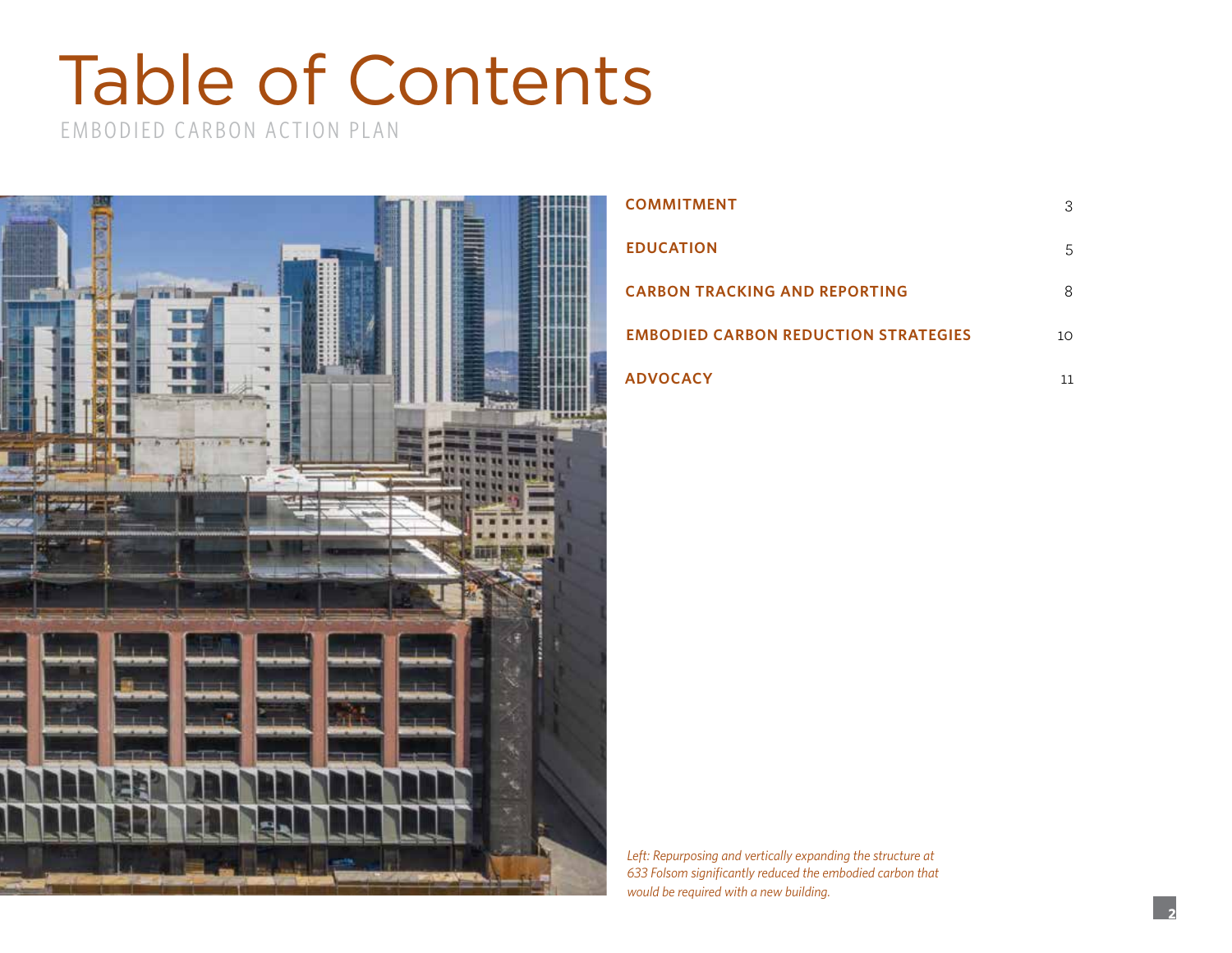# Table of Contents

EMBODIED CARBON ACTION PLAN

| | |
|---|---|
| **COMMITMENT** | 3 |
| **EDUCATION** | 5 |
| **CARBON TRACKING AND REPORTING** | 8 |
| **EMBODIED CARBON REDUCTION STRATEGIES** | 10 |
| **ADVOCACY** | 11 |

*Left: Repurposing and vertically expanding the structure at 633 Folsom significantly reduced the embodied carbon that would be required with a new building.*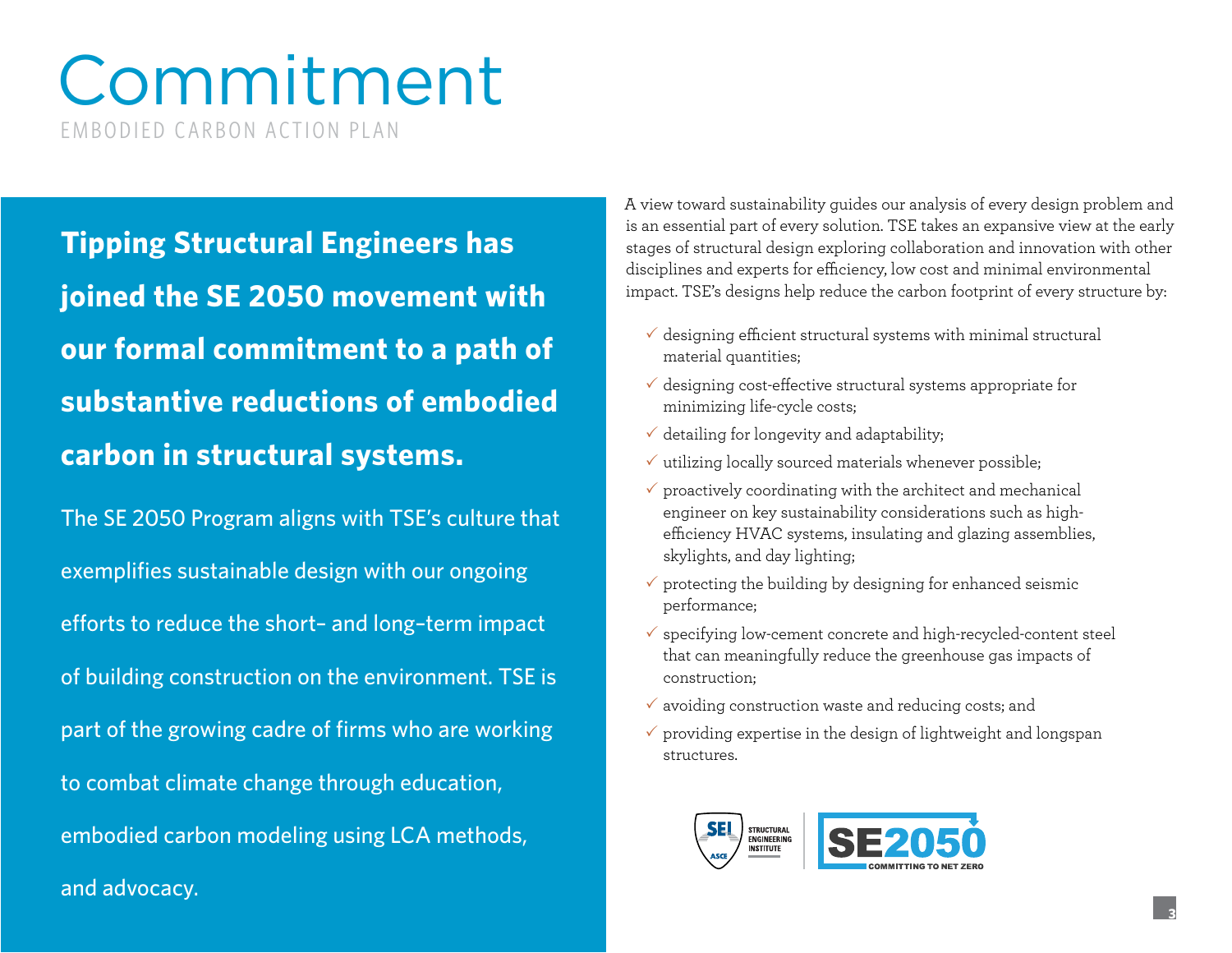# Commitment

EMBODIED CARBON ACTION PLAN

**Tipping Structural Engineers has joined the SE 2050 movement with our formal commitment to a path of substantive reductions of embodied carbon in structural systems.**

The SE 2050 Program aligns with TSE's culture that exemplifies sustainable design with our ongoing efforts to reduce the short– and long–term impact of building construction on the environment. TSE is part of the growing cadre of firms who are working to combat climate change through education, embodied carbon modeling using LCA methods, and advocacy.

A view toward sustainability guides our analysis of every design problem and is an essential part of every solution. TSE takes an expansive view at the early stages of structural design exploring collaboration and innovation with other disciplines and experts for efficiency, low cost and minimal environmental impact. TSE's designs help reduce the carbon footprint of every structure by:

- ✓ designing efficient structural systems with minimal structural material quantities;
- ✓ designing cost-effective structural systems appropriate for minimizing life-cycle costs;
- ✓ detailing for longevity and adaptability;
- ✓ utilizing locally sourced materials whenever possible;
- ✓ proactively coordinating with the architect and mechanical engineer on key sustainability considerations such as high-efficiency HVAC systems, insulating and glazing assemblies, skylights, and day lighting;
- ✓ protecting the building by designing for enhanced seismic performance;
- ✓ specifying low-cement concrete and high-recycled-content steel that can meaningfully reduce the greenhouse gas impacts of construction;
- ✓ avoiding construction waste and reducing costs; and
- ✓ providing expertise in the design of lightweight and longspan structures.

SEI STRUCTURAL ENGINEERING INSTITUTE ASCE | SE2050 COMMITTING TO NET ZERO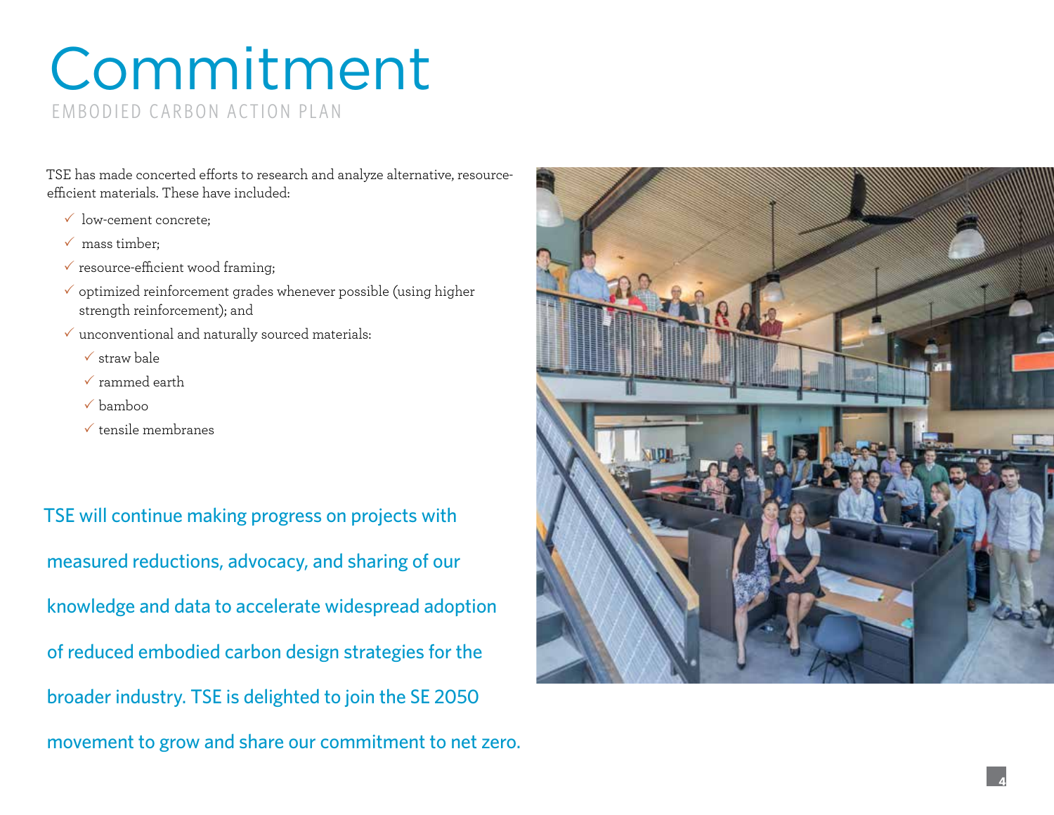# Commitment

## EMBODIED CARBON ACTION PLAN

TSE has made concerted efforts to research and analyze alternative, resource-efficient materials. These have included:

- ✓ low-cement concrete;
- ✓ mass timber;
- ✓ resource-efficient wood framing;
- ✓ optimized reinforcement grades whenever possible (using higher strength reinforcement); and
- ✓ unconventional and naturally sourced materials:
  - ✓ straw bale
  - ✓ rammed earth
  - ✓ bamboo
  - ✓ tensile membranes

TSE will continue making progress on projects with measured reductions, advocacy, and sharing of our knowledge and data to accelerate widespread adoption of reduced embodied carbon design strategies for the broader industry. TSE is delighted to join the SE 2050 movement to grow and share our commitment to net zero.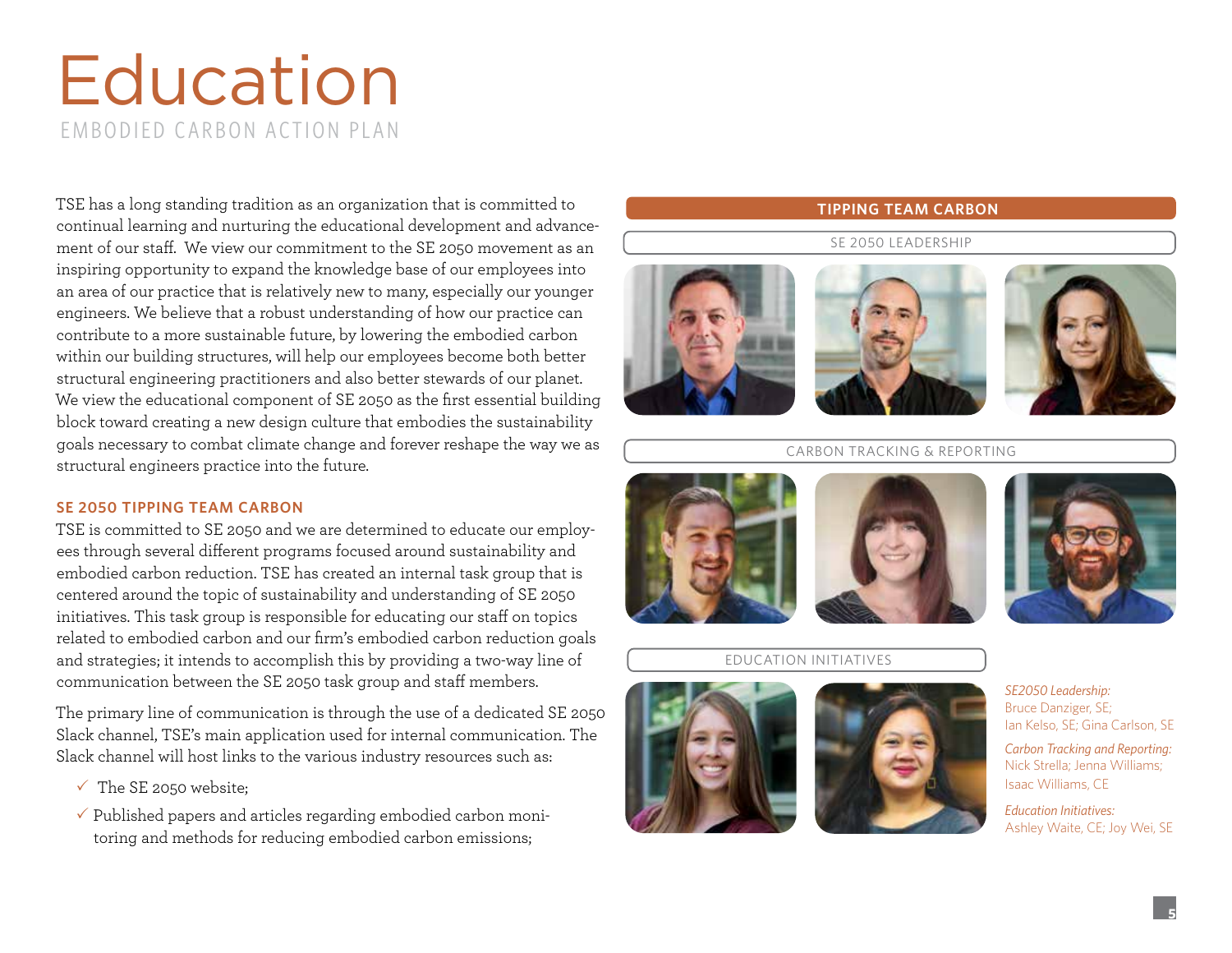# Education

EMBODIED CARBON ACTION PLAN

TSE has a long standing tradition as an organization that is committed to continual learning and nurturing the educational development and advancement of our staff. We view our commitment to the SE 2050 movement as an inspiring opportunity to expand the knowledge base of our employees into an area of our practice that is relatively new to many, especially our younger engineers. We believe that a robust understanding of how our practice can contribute to a more sustainable future, by lowering the embodied carbon within our building structures, will help our employees become both better structural engineering practitioners and also better stewards of our planet. We view the educational component of SE 2050 as the first essential building block toward creating a new design culture that embodies the sustainability goals necessary to combat climate change and forever reshape the way we as structural engineers practice into the future.

## SE 2050 TIPPING TEAM CARBON

TSE is committed to SE 2050 and we are determined to educate our employees through several different programs focused around sustainability and embodied carbon reduction. TSE has created an internal task group that is centered around the topic of sustainability and understanding of SE 2050 initiatives. This task group is responsible for educating our staff on topics related to embodied carbon and our firm's embodied carbon reduction goals and strategies; it intends to accomplish this by providing a two-way line of communication between the SE 2050 task group and staff members.

The primary line of communication is through the use of a dedicated SE 2050 Slack channel, TSE's main application used for internal communication. The Slack channel will host links to the various industry resources such as:

- ✓ The SE 2050 website;
- ✓ Published papers and articles regarding embodied carbon monitoring and methods for reducing embodied carbon emissions;

**TIPPING TEAM CARBON**

SE 2050 LEADERSHIP

CARBON TRACKING & REPORTING

EDUCATION INITIATIVES

*SE2050 Leadership:*
Bruce Danziger, SE; Ian Kelso, SE; Gina Carlson, SE

*Carbon Tracking and Reporting:*
Nick Strella; Jenna Williams; Isaac Williams, CE

*Education Initiatives:*
Ashley Waite, CE; Joy Wei, SE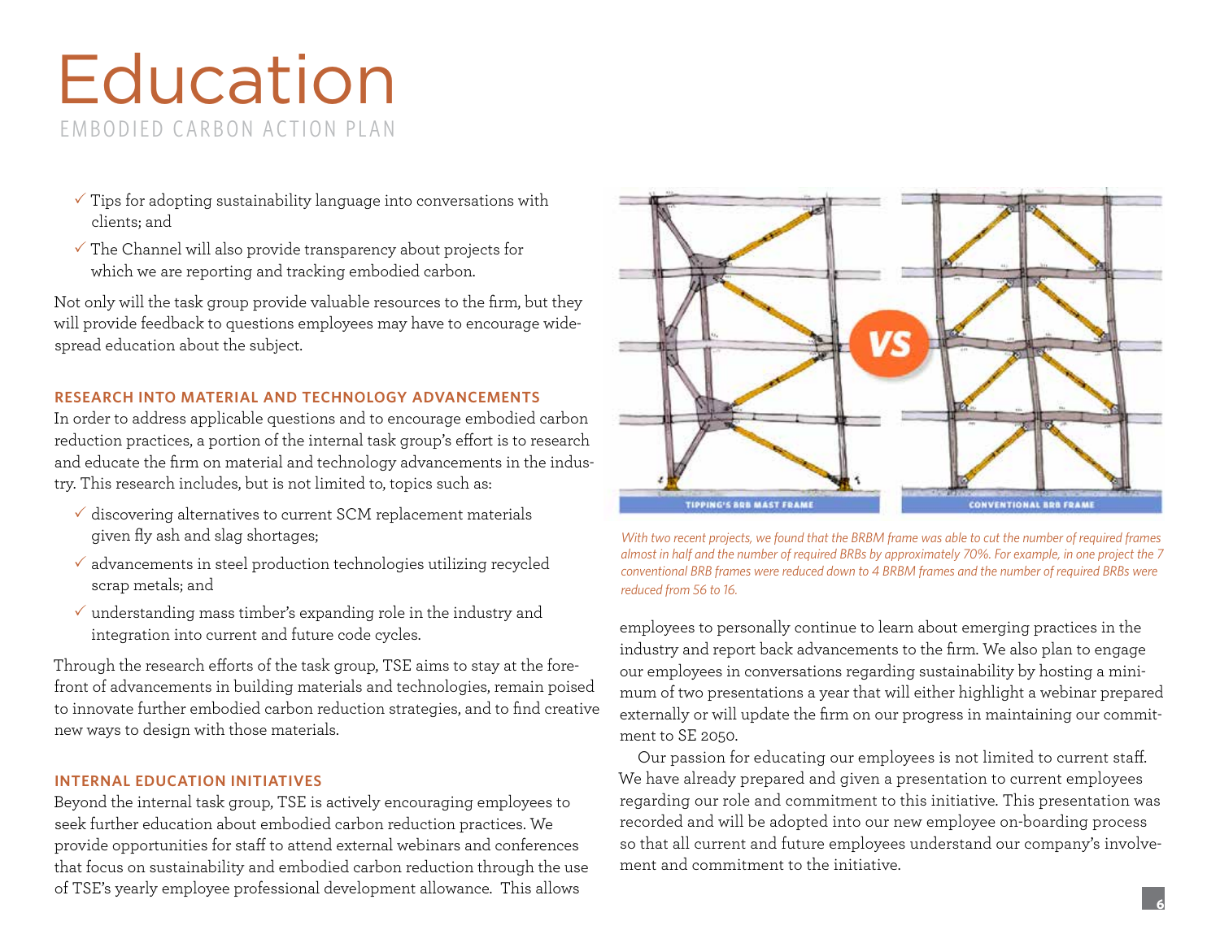# Education

EMBODIED CARBON ACTION PLAN

- ✓ Tips for adopting sustainability language into conversations with clients; and
- ✓ The Channel will also provide transparency about projects for which we are reporting and tracking embodied carbon.

Not only will the task group provide valuable resources to the firm, but they will provide feedback to questions employees may have to encourage widespread education about the subject.

### RESEARCH INTO MATERIAL AND TECHNOLOGY ADVANCEMENTS

In order to address applicable questions and to encourage embodied carbon reduction practices, a portion of the internal task group's effort is to research and educate the firm on material and technology advancements in the industry. This research includes, but is not limited to, topics such as:

- ✓ discovering alternatives to current SCM replacement materials given fly ash and slag shortages;
- ✓ advancements in steel production technologies utilizing recycled scrap metals; and
- ✓ understanding mass timber's expanding role in the industry and integration into current and future code cycles.

Through the research efforts of the task group, TSE aims to stay at the forefront of advancements in building materials and technologies, remain poised to innovate further embodied carbon reduction strategies, and to find creative new ways to design with those materials.

### INTERNAL EDUCATION INITIATIVES

Beyond the internal task group, TSE is actively encouraging employees to seek further education about embodied carbon reduction practices. We provide opportunities for staff to attend external webinars and conferences that focus on sustainability and embodied carbon reduction through the use of TSE's yearly employee professional development allowance. This allows employees to personally continue to learn about emerging practices in the industry and report back advancements to the firm. We also plan to engage our employees in conversations regarding sustainability by hosting a minimum of two presentations a year that will either highlight a webinar prepared externally or will update the firm on our progress in maintaining our commitment to SE 2050.

Our passion for educating our employees is not limited to current staff. We have already prepared and given a presentation to current employees regarding our role and commitment to this initiative. This presentation was recorded and will be adopted into our new employee on-boarding process so that all current and future employees understand our company's involvement and commitment to the initiative.

TIPPING'S BRB MAST FRAME — VS — CONVENTIONAL BRB FRAME

*With two recent projects, we found that the BRBM frame was able to cut the number of required frames almost in half and the number of required BRBs by approximately 70%. For example, in one project the 7 conventional BRB frames were reduced down to 4 BRBM frames and the number of required BRBs were reduced from 56 to 16.*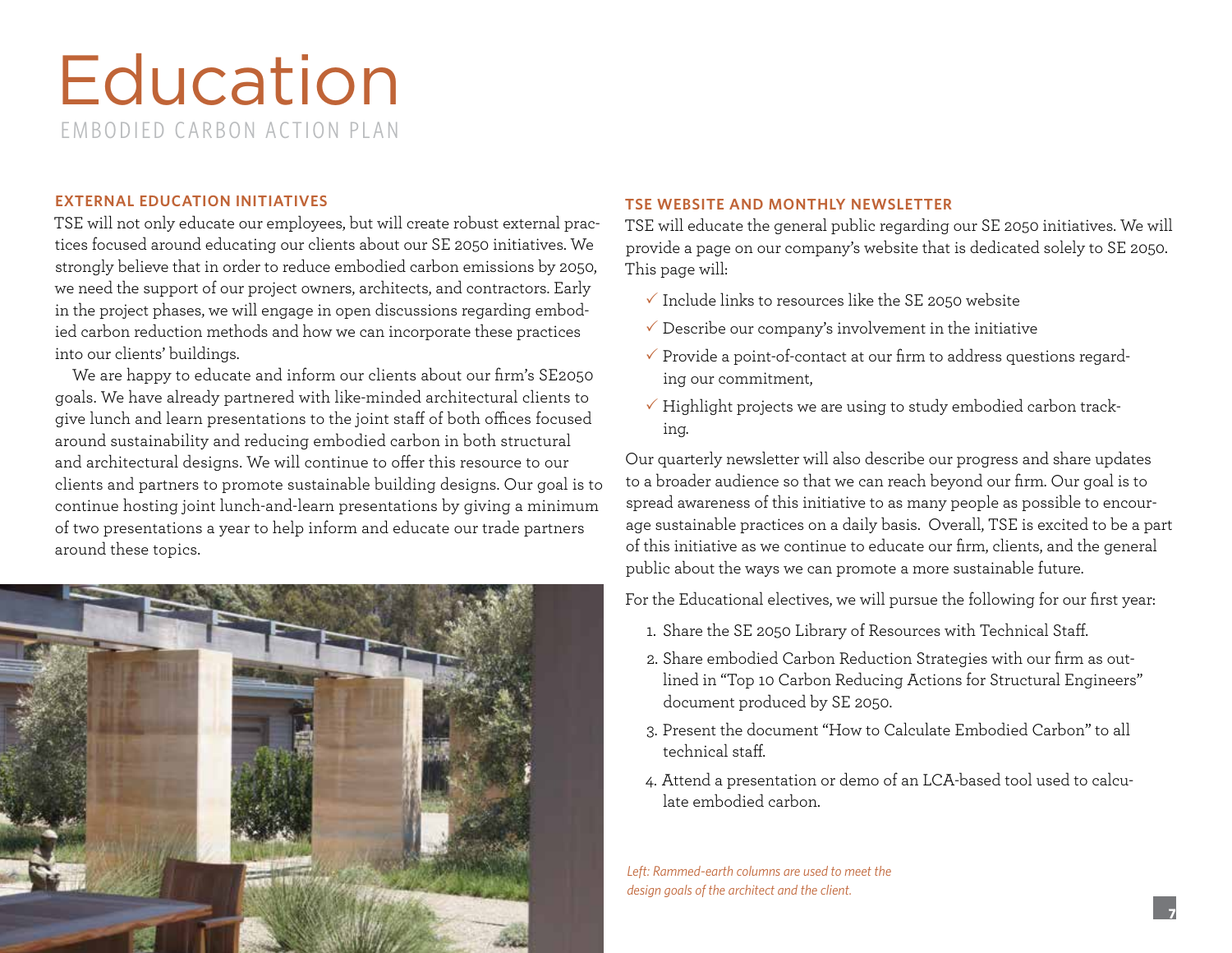# Education

EMBODIED CARBON ACTION PLAN

### EXTERNAL EDUCATION INITIATIVES

TSE will not only educate our employees, but will create robust external practices focused around educating our clients about our SE 2050 initiatives. We strongly believe that in order to reduce embodied carbon emissions by 2050, we need the support of our project owners, architects, and contractors. Early in the project phases, we will engage in open discussions regarding embodied carbon reduction methods and how we can incorporate these practices into our clients' buildings.

We are happy to educate and inform our clients about our firm's SE2050 goals. We have already partnered with like-minded architectural clients to give lunch and learn presentations to the joint staff of both offices focused around sustainability and reducing embodied carbon in both structural and architectural designs. We will continue to offer this resource to our clients and partners to promote sustainable building designs. Our goal is to continue hosting joint lunch-and-learn presentations by giving a minimum of two presentations a year to help inform and educate our trade partners around these topics.

### TSE WEBSITE AND MONTHLY NEWSLETTER

TSE will educate the general public regarding our SE 2050 initiatives. We will provide a page on our company's website that is dedicated solely to SE 2050. This page will:

- ✓ Include links to resources like the SE 2050 website
- ✓ Describe our company's involvement in the initiative
- ✓ Provide a point-of-contact at our firm to address questions regarding our commitment,
- ✓ Highlight projects we are using to study embodied carbon tracking.

Our quarterly newsletter will also describe our progress and share updates to a broader audience so that we can reach beyond our firm. Our goal is to spread awareness of this initiative to as many people as possible to encourage sustainable practices on a daily basis. Overall, TSE is excited to be a part of this initiative as we continue to educate our firm, clients, and the general public about the ways we can promote a more sustainable future.

For the Educational electives, we will pursue the following for our first year:

1. Share the SE 2050 Library of Resources with Technical Staff.
2. Share embodied Carbon Reduction Strategies with our firm as outlined in "Top 10 Carbon Reducing Actions for Structural Engineers" document produced by SE 2050.
3. Present the document "How to Calculate Embodied Carbon" to all technical staff.
4. Attend a presentation or demo of an LCA-based tool used to calculate embodied carbon.

*Left: Rammed-earth columns are used to meet the design goals of the architect and the client.*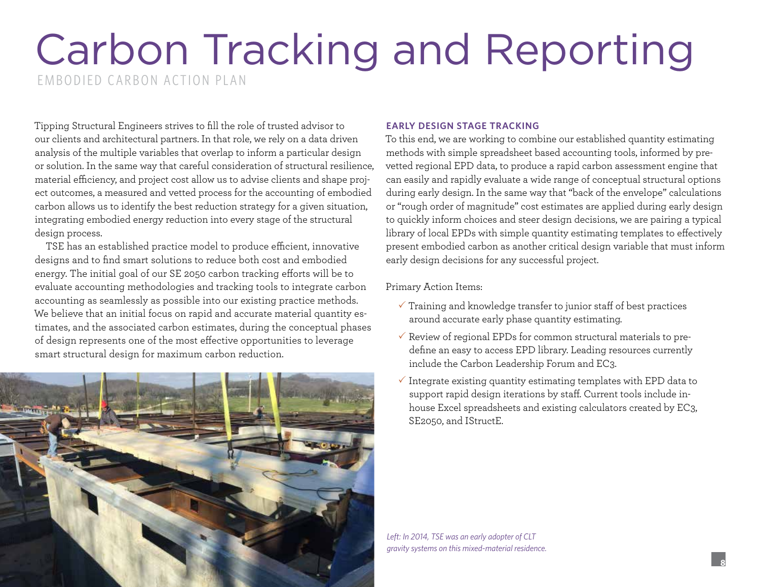# Carbon Tracking and Reporting

EMBODIED CARBON ACTION PLAN

Tipping Structural Engineers strives to fill the role of trusted advisor to our clients and architectural partners. In that role, we rely on a data driven analysis of the multiple variables that overlap to inform a particular design or solution. In the same way that careful consideration of structural resilience, material efficiency, and project cost allow us to advise clients and shape project outcomes, a measured and vetted process for the accounting of embodied carbon allows us to identify the best reduction strategy for a given situation, integrating embodied energy reduction into every stage of the structural design process.

TSE has an established practice model to produce efficient, innovative designs and to find smart solutions to reduce both cost and embodied energy. The initial goal of our SE 2050 carbon tracking efforts will be to evaluate accounting methodologies and tracking tools to integrate carbon accounting as seamlessly as possible into our existing practice methods. We believe that an initial focus on rapid and accurate material quantity estimates, and the associated carbon estimates, during the conceptual phases of design represents one of the most effective opportunities to leverage smart structural design for maximum carbon reduction.

### EARLY DESIGN STAGE TRACKING

To this end, we are working to combine our established quantity estimating methods with simple spreadsheet based accounting tools, informed by pre-vetted regional EPD data, to produce a rapid carbon assessment engine that can easily and rapidly evaluate a wide range of conceptual structural options during early design. In the same way that "back of the envelope" calculations or "rough order of magnitude" cost estimates are applied during early design to quickly inform choices and steer design decisions, we are pairing a typical library of local EPDs with simple quantity estimating templates to effectively present embodied carbon as another critical design variable that must inform early design decisions for any successful project.

Primary Action Items:

- ✓ Training and knowledge transfer to junior staff of best practices around accurate early phase quantity estimating.
- ✓ Review of regional EPDs for common structural materials to predefine an easy to access EPD library. Leading resources currently include the Carbon Leadership Forum and EC3.
- ✓ Integrate existing quantity estimating templates with EPD data to support rapid design iterations by staff. Current tools include in-house Excel spreadsheets and existing calculators created by EC3, SE2050, and IStructE.

*Left: In 2014, TSE was an early adopter of CLT gravity systems on this mixed-material residence.*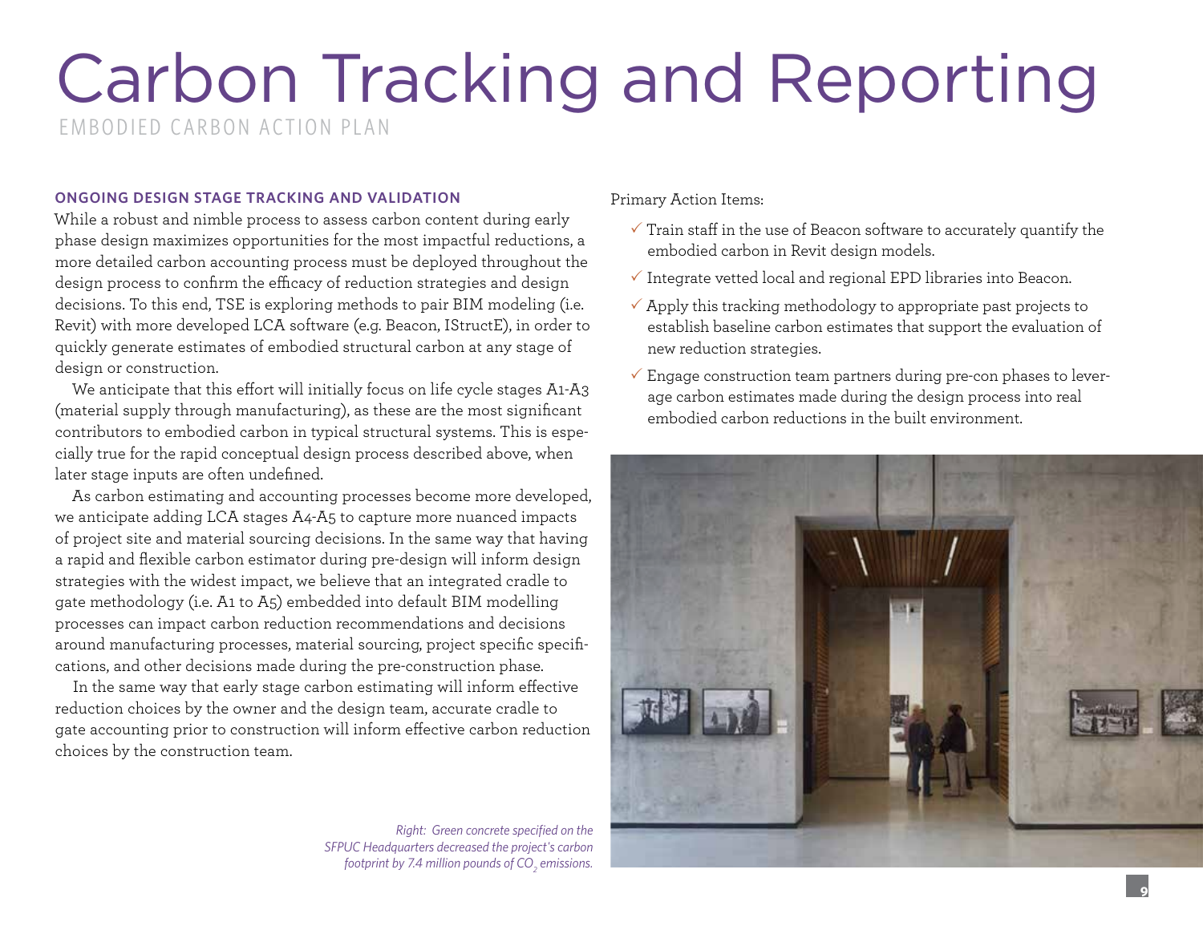# Carbon Tracking and Reporting

EMBODIED CARBON ACTION PLAN

## ONGOING DESIGN STAGE TRACKING AND VALIDATION

While a robust and nimble process to assess carbon content during early phase design maximizes opportunities for the most impactful reductions, a more detailed carbon accounting process must be deployed throughout the design process to confirm the efficacy of reduction strategies and design decisions. To this end, TSE is exploring methods to pair BIM modeling (i.e. Revit) with more developed LCA software (e.g. Beacon, IStructE), in order to quickly generate estimates of embodied structural carbon at any stage of design or construction.

We anticipate that this effort will initially focus on life cycle stages A1-A3 (material supply through manufacturing), as these are the most significant contributors to embodied carbon in typical structural systems. This is especially true for the rapid conceptual design process described above, when later stage inputs are often undefined.

As carbon estimating and accounting processes become more developed, we anticipate adding LCA stages A4-A5 to capture more nuanced impacts of project site and material sourcing decisions. In the same way that having a rapid and flexible carbon estimator during pre-design will inform design strategies with the widest impact, we believe that an integrated cradle to gate methodology (i.e. A1 to A5) embedded into default BIM modelling processes can impact carbon reduction recommendations and decisions around manufacturing processes, material sourcing, project specific specifications, and other decisions made during the pre-construction phase.

In the same way that early stage carbon estimating will inform effective reduction choices by the owner and the design team, accurate cradle to gate accounting prior to construction will inform effective carbon reduction choices by the construction team.

Primary Action Items:

- ✓ Train staff in the use of Beacon software to accurately quantify the embodied carbon in Revit design models.
- ✓ Integrate vetted local and regional EPD libraries into Beacon.
- ✓ Apply this tracking methodology to appropriate past projects to establish baseline carbon estimates that support the evaluation of new reduction strategies.
- ✓ Engage construction team partners during pre-con phases to leverage carbon estimates made during the design process into real embodied carbon reductions in the built environment.

*Right: Green concrete specified on the SFPUC Headquarters decreased the project's carbon footprint by 7.4 million pounds of $CO_2$ emissions.*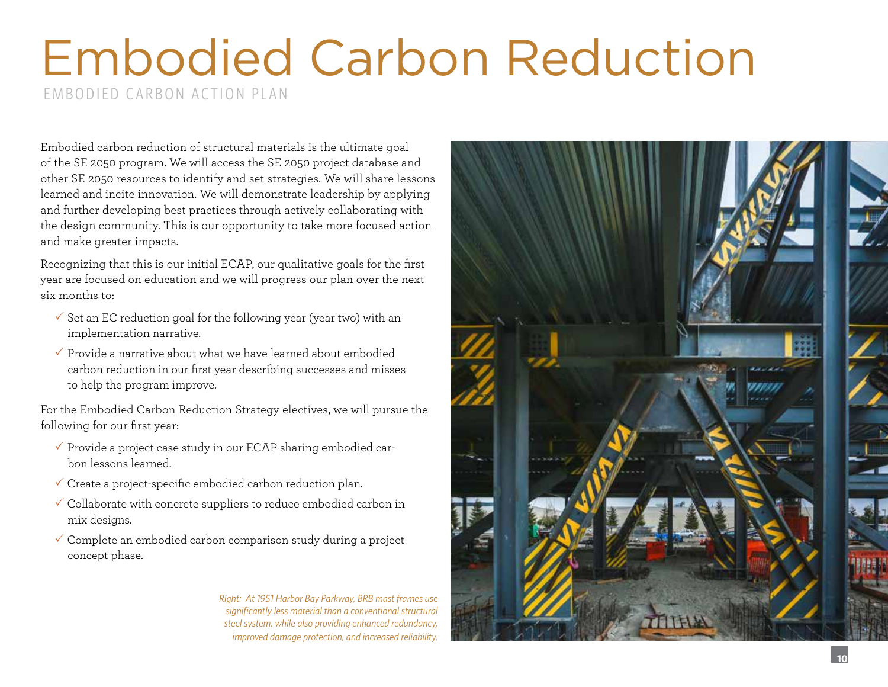# Embodied Carbon Reduction

EMBODIED CARBON ACTION PLAN

Embodied carbon reduction of structural materials is the ultimate goal of the SE 2050 program. We will access the SE 2050 project database and other SE 2050 resources to identify and set strategies. We will share lessons learned and incite innovation. We will demonstrate leadership by applying and further developing best practices through actively collaborating with the design community. This is our opportunity to take more focused action and make greater impacts.

Recognizing that this is our initial ECAP, our qualitative goals for the first year are focused on education and we will progress our plan over the next six months to:

- ✓ Set an EC reduction goal for the following year (year two) with an implementation narrative.
- ✓ Provide a narrative about what we have learned about embodied carbon reduction in our first year describing successes and misses to help the program improve.

For the Embodied Carbon Reduction Strategy electives, we will pursue the following for our first year:

- ✓ Provide a project case study in our ECAP sharing embodied carbon lessons learned.
- ✓ Create a project-specific embodied carbon reduction plan.
- ✓ Collaborate with concrete suppliers to reduce embodied carbon in mix designs.
- ✓ Complete an embodied carbon comparison study during a project concept phase.

*Right: At 1951 Harbor Bay Parkway, BRB mast frames use significantly less material than a conventional structural steel system, while also providing enhanced redundancy, improved damage protection, and increased reliability.*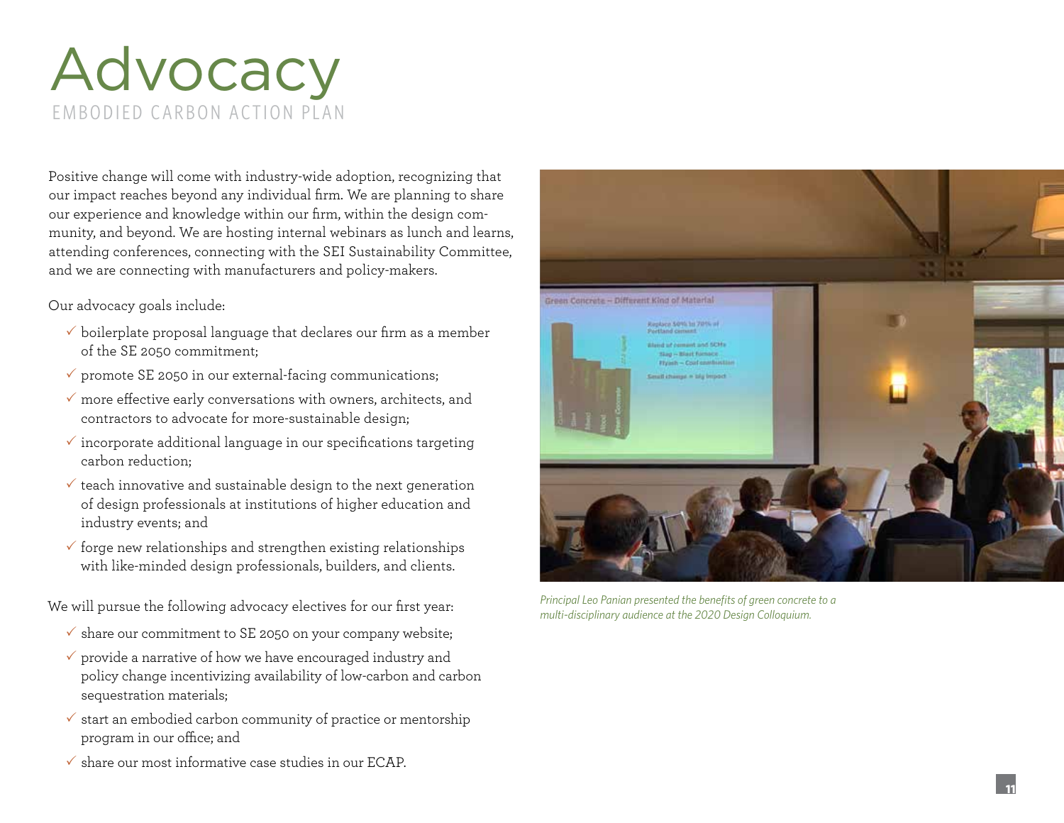# Advocacy

EMBODIED CARBON ACTION PLAN

Positive change will come with industry-wide adoption, recognizing that our impact reaches beyond any individual firm. We are planning to share our experience and knowledge within our firm, within the design community, and beyond. We are hosting internal webinars as lunch and learns, attending conferences, connecting with the SEI Sustainability Committee, and we are connecting with manufacturers and policy-makers.

Our advocacy goals include:

- ✓ boilerplate proposal language that declares our firm as a member of the SE 2050 commitment;
- ✓ promote SE 2050 in our external-facing communications;
- ✓ more effective early conversations with owners, architects, and contractors to advocate for more-sustainable design;
- ✓ incorporate additional language in our specifications targeting carbon reduction;
- ✓ teach innovative and sustainable design to the next generation of design professionals at institutions of higher education and industry events; and
- ✓ forge new relationships and strengthen existing relationships with like-minded design professionals, builders, and clients.

We will pursue the following advocacy electives for our first year:

- ✓ share our commitment to SE 2050 on your company website;
- ✓ provide a narrative of how we have encouraged industry and policy change incentivizing availability of low-carbon and carbon sequestration materials;
- ✓ start an embodied carbon community of practice or mentorship program in our office; and
- ✓ share our most informative case studies in our ECAP.

*Principal Leo Panian presented the benefits of green concrete to a multi-disciplinary audience at the 2020 Design Colloquium.*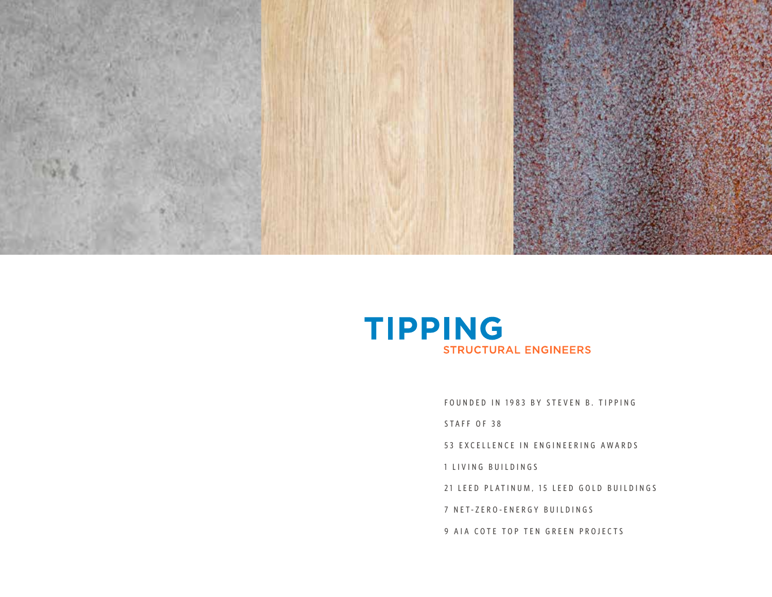# TIPPING

STRUCTURAL ENGINEERS

FOUNDED IN 1983 BY STEVEN B. TIPPING

STAFF OF 38

53 EXCELLENCE IN ENGINEERING AWARDS

1 LIVING BUILDINGS

21 LEED PLATINUM, 15 LEED GOLD BUILDINGS

7 NET-ZERO-ENERGY BUILDINGS

9 AIA COTE TOP TEN GREEN PROJECTS